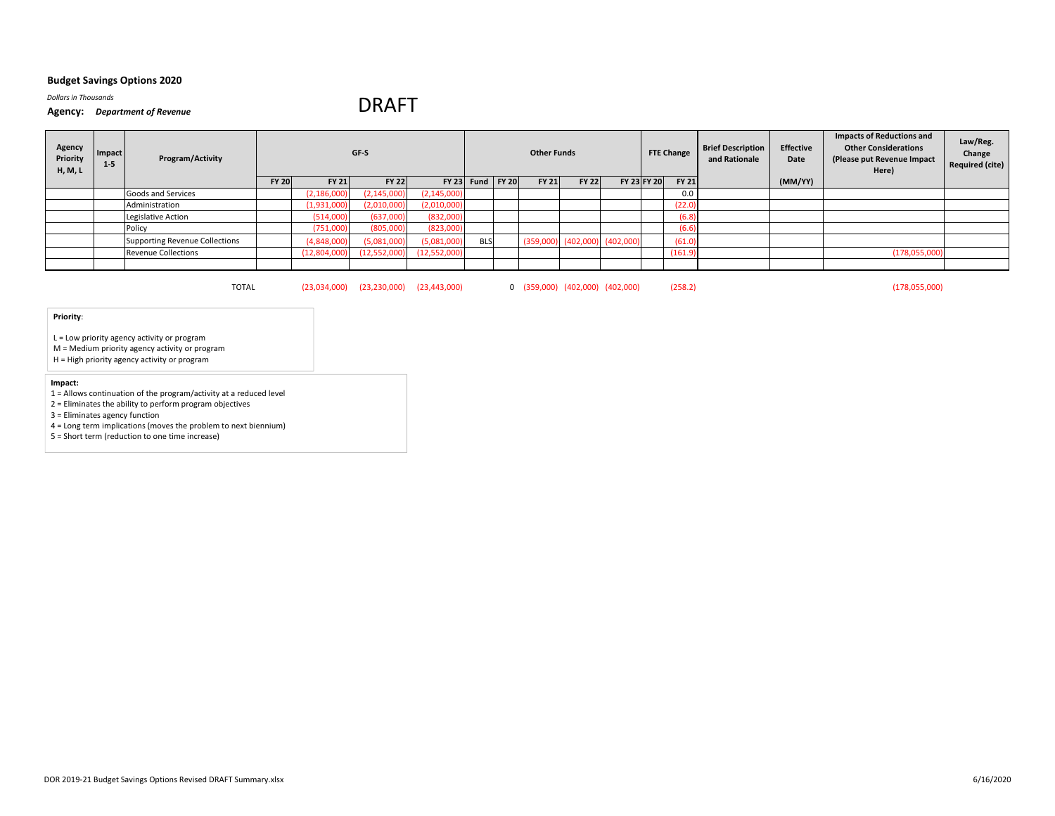**Budget Savings Options 2020**

*Dollars in Thousands*

**Agency:** ***Department of Revenue***

DRAFT

| Agency Priority H, M, L | Impact 1-5 | Program/Activity | GF-S | | | | Other Funds | | | | | FTE Change | | Brief Description and Rationale | Effective Date | Impacts of Reductions and Other Considerations (Please put Revenue Impact Here) | Law/Reg. Change Required (cite) |
|---|---|---|---|---|---|---|---|---|---|---|---|---|---|---|---|---|---|
| | | | FY 20 | FY 21 | FY 22 | FY 23 | Fund | FY 20 | FY 21 | FY 22 | FY 23 | FY 20 | FY 21 | | (MM/YY) | | |
| | | Goods and Services | | (2,186,000) | (2,145,000) | (2,145,000) | | | | | | | 0.0 | | | | |
| | | Administration | | (1,931,000) | (2,010,000) | (2,010,000) | | | | | | | (22.0) | | | | |
| | | Legislative Action | | (514,000) | (637,000) | (832,000) | | | | | | | (6.8) | | | | |
| | | Policy | | (751,000) | (805,000) | (823,000) | | | | | | | (6.6) | | | | |
| | | Supporting Revenue Collections | | (4,848,000) | (5,081,000) | (5,081,000) | BLS | | (359,000) | (402,000) | (402,000) | | (61.0) | | | | |
| | | Revenue Collections | | (12,804,000) | (12,552,000) | (12,552,000) | | | | | | | (161.9) | | | (178,055,000) | |
| | | | | | | | | | | | | | | | | | |
| | | TOTAL | | (23,034,000) | (23,230,000) | (23,443,000) | | 0 | (359,000) | (402,000) | (402,000) | | (258.2) | | | (178,055,000) | |

**Priority**:

L = Low priority agency activity or program
M = Medium priority agency activity or program
H = High priority agency activity or program

**Impact:**

1 = Allows continuation of the program/activity at a reduced level
2 = Eliminates the ability to perform program objectives
3 = Eliminates agency function
4 = Long term implications (moves the problem to next biennium)
5 = Short term (reduction to one time increase)

DOR 2019-21 Budget Savings Options Revised DRAFT Summary.xlsx

6/16/2020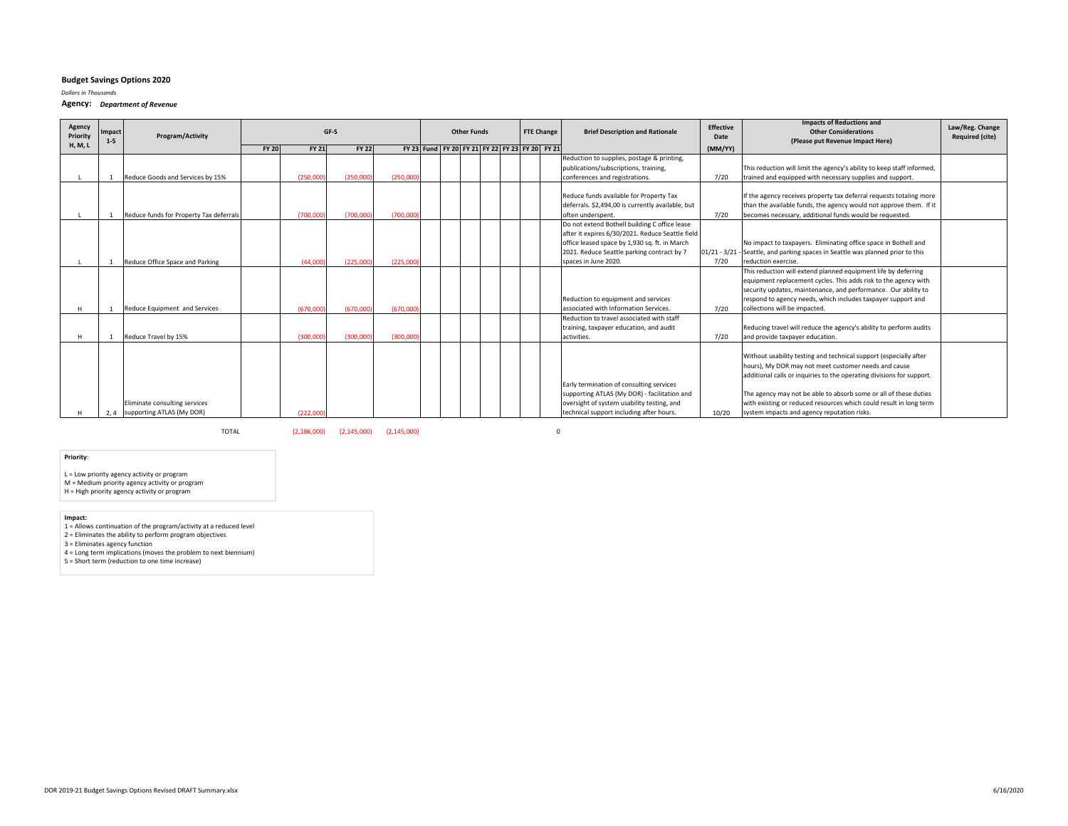**Budget Savings Options 2020**

*Dollars in Thousands*

**Agency:** ***Department of Revenue***

| Agency Priority H, M, L | Impact 1-5 | Program/Activity | GF-S | | | | Other Funds | | | | | FTE Change | | Brief Description and Rationale | Effective Date | Impacts of Reductions and Other Considerations (Please put Revenue Impact Here) | Law/Reg. Change Required (cite) |
|---|---|---|---|---|---|---|---|---|---|---|---|---|---|---|---|---|---|
| | | | FY 20 | FY 21 | FY 22 | FY 23 | Fund | FY 20 | FY 21 | FY 22 | FY 23 | FY 20 | FY 21 | | (MM/YY) | | |
| L | 1 | Reduce Goods and Services by 15% | | (250,000) | (250,000) | (250,000) | | | | | | | | Reduction to supplies, postage & printing, publications/subscriptions, training, conferences and registrations. | 7/20 | This reduction will limit the agency's ability to keep staff informed, trained and equipped with necessary supplies and support. | |
| L | 1 | Reduce funds for Property Tax deferrals | | (700,000) | (700,000) | (700,000) | | | | | | | | Reduce funds available for Property Tax deferrals. $2,494,00 is currently available, but often underspent. | 7/20 | If the agency receives property tax deferral requests totaling more than the available funds, the agency would not approve them. If it becomes necessary, additional funds would be requested. | |
| L | 1 | Reduce Office Space and Parking | | (44,000) | (225,000) | (225,000) | | | | | | | | Do not extend Bothell building C office lease after it expires 6/30/2021. Reduce Seattle field office leased space by 1,930 sq. ft. in March 2021. Reduce Seattle parking contract by 7 spaces in June 2020. | 01/21 - 3/21 - 7/20 | No impact to taxpayers. Eliminating office space in Bothell and Seattle, and parking spaces in Seattle was planned prior to this reduction exercise. | |
| H | 1 | Reduce Equipment and Services | | (670,000) | (670,000) | (670,000) | | | | | | | | Reduction to equipment and services associated with Information Services. | 7/20 | This reduction will extend planned equipment life by deferring equipment replacement cycles. This adds risk to the agency with security updates, maintenance, and performance. Our ability to respond to agency needs, which includes taxpayer support and collections will be impacted. | |
| H | 1 | Reduce Travel by 15% | | (300,000) | (300,000) | (300,000) | | | | | | | | Reduction to travel associated with staff training, taxpayer education, and audit activities. | 7/20 | Reducing travel will reduce the agency's ability to perform audits and provide taxpayer education. | |
| H | 2, 4 | Eliminate consulting services supporting ATLAS (My DOR) | | (222,000) | | | | | | | | | | Early termination of consulting services supporting ATLAS (My DOR) - facilitation and oversight of system usability testing, and technical support including after hours. | 10/20 | Without usability testing and technical support (especially after hours), My DOR may not meet customer needs and cause additional calls or inquiries to the operating divisions for support.<br><br>The agency may not be able to absorb some or all of these duties with existing or reduced resources which could result in long term system impacts and agency reputation risks. | |
| | | TOTAL | | (2,186,000) | (2,145,000) | (2,145,000) | | | | | | | 0 | | | | |

**Priority**:

L = Low priority agency activity or program
M = Medium priority agency activity or program
H = High priority agency activity or program

**Impact:**

1 = Allows continuation of the program/activity at a reduced level
2 = Eliminates the ability to perform program objectives
3 = Eliminates agency function
4 = Long term implications (moves the problem to next biennium)
5 = Short term (reduction to one time increase)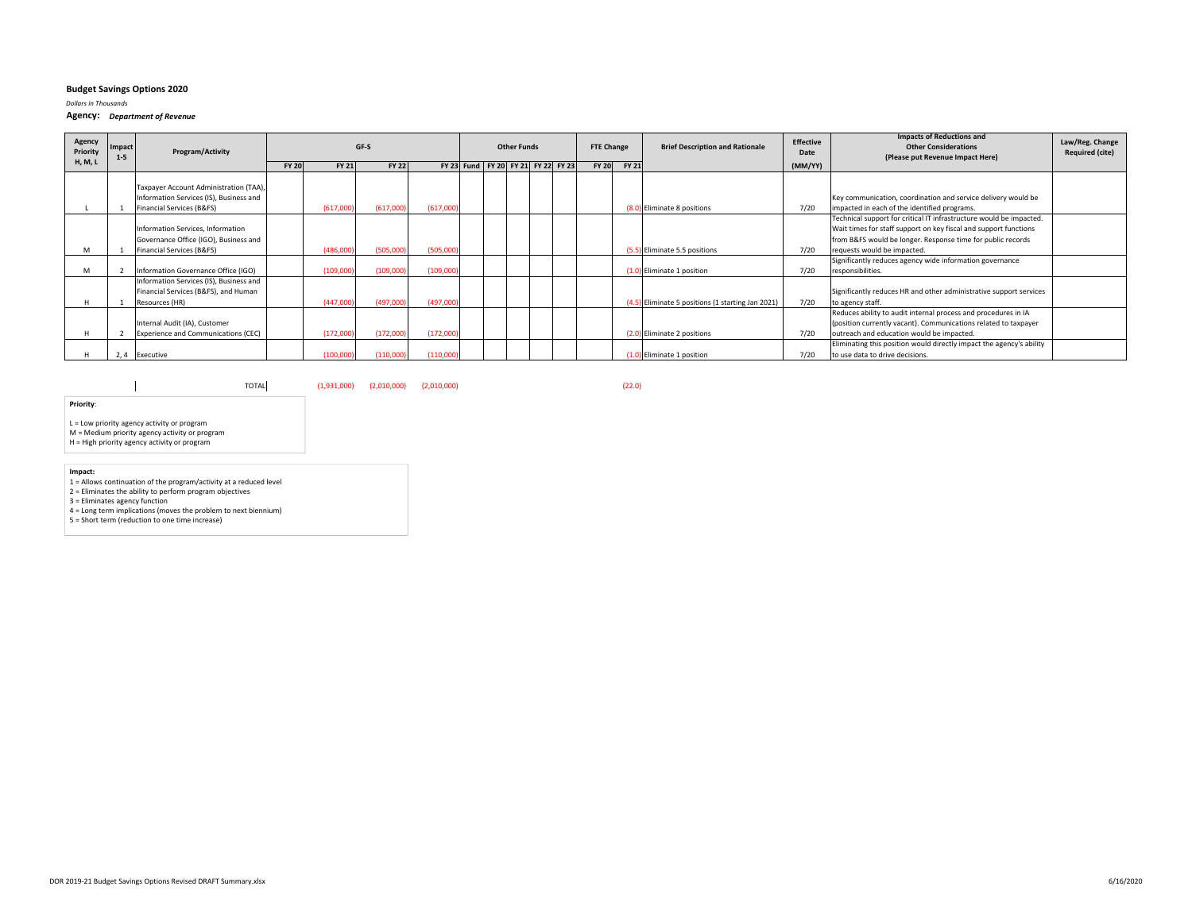**Budget Savings Options 2020**

*Dollars in Thousands*

**Agency:** ***Department of Revenue***

| Agency Priority H, M, L | Impact 1-5 | Program/Activity | GF-S | | | | Other Funds | | | | | | FTE Change | | Brief Description and Rationale | Effective Date | Impacts of Reductions and Other Considerations (Please put Revenue Impact Here) | Law/Reg. Change Required (cite) |
|---|---|---|---|---|---|---|---|---|---|---|---|---|---|---|---|---|---|---|
| | | | FY 20 | FY 21 | FY 22 | FY 23 | Fund | FY 20 | FY 21 | FY 22 | FY 23 | | FY 20 | FY 21 | | (MM/YY) | | |
| L | 1 | Taxpayer Account Administration (TAA), Information Services (IS), Business and Financial Services (B&FS) | | (617,000) | (617,000) | (617,000) | | | | | | | | (8.0) | Eliminate 8 positions | 7/20 | Key communication, coordination and service delivery would be impacted in each of the identified programs. | |
| M | 1 | Information Services, Information Governance Office (IGO), Business and Financial Services (B&FS) | | (486,000) | (505,000) | (505,000) | | | | | | | | (5.5) | Eliminate 5.5 positions | 7/20 | Technical support for critical IT infrastructure would be impacted. Wait times for staff support on key fiscal and support functions from B&FS would be longer. Response time for public records requests would be impacted. | |
| M | 2 | Information Governance Office (IGO) | | (109,000) | (109,000) | (109,000) | | | | | | | | (1.0) | Eliminate 1 position | 7/20 | Significantly reduces agency wide information governance responsibilities. | |
| H | 1 | Information Services (IS), Business and Financial Services (B&FS), and Human Resources (HR) | | (447,000) | (497,000) | (497,000) | | | | | | | | (4.5) | Eliminate 5 positions (1 starting Jan 2021) | 7/20 | Significantly reduces HR and other administrative support services to agency staff. | |
| H | 2 | Internal Audit (IA), Customer Experience and Communications (CEC) | | (172,000) | (172,000) | (172,000) | | | | | | | | (2.0) | Eliminate 2 positions | 7/20 | Reduces ability to audit internal process and procedures in IA (position currently vacant). Communications related to taxpayer outreach and education would be impacted. | |
| H | 2, 4 | Executive | | (100,000) | (110,000) | (110,000) | | | | | | | | (1.0) | Eliminate 1 position | 7/20 | Eliminating this position would directly impact the agency's ability to use data to drive decisions. | |
| | | TOTAL | | (1,931,000) | (2,010,000) | (2,010,000) | | | | | | | | (22.0) | | | | |

**Priority**:

L = Low priority agency activity or program
M = Medium priority agency activity or program
H = High priority agency activity or program

**Impact:**

1 = Allows continuation of the program/activity at a reduced level
2 = Eliminates the ability to perform program objectives
3 = Eliminates agency function
4 = Long term implications (moves the problem to next biennium)
5 = Short term (reduction to one time increase)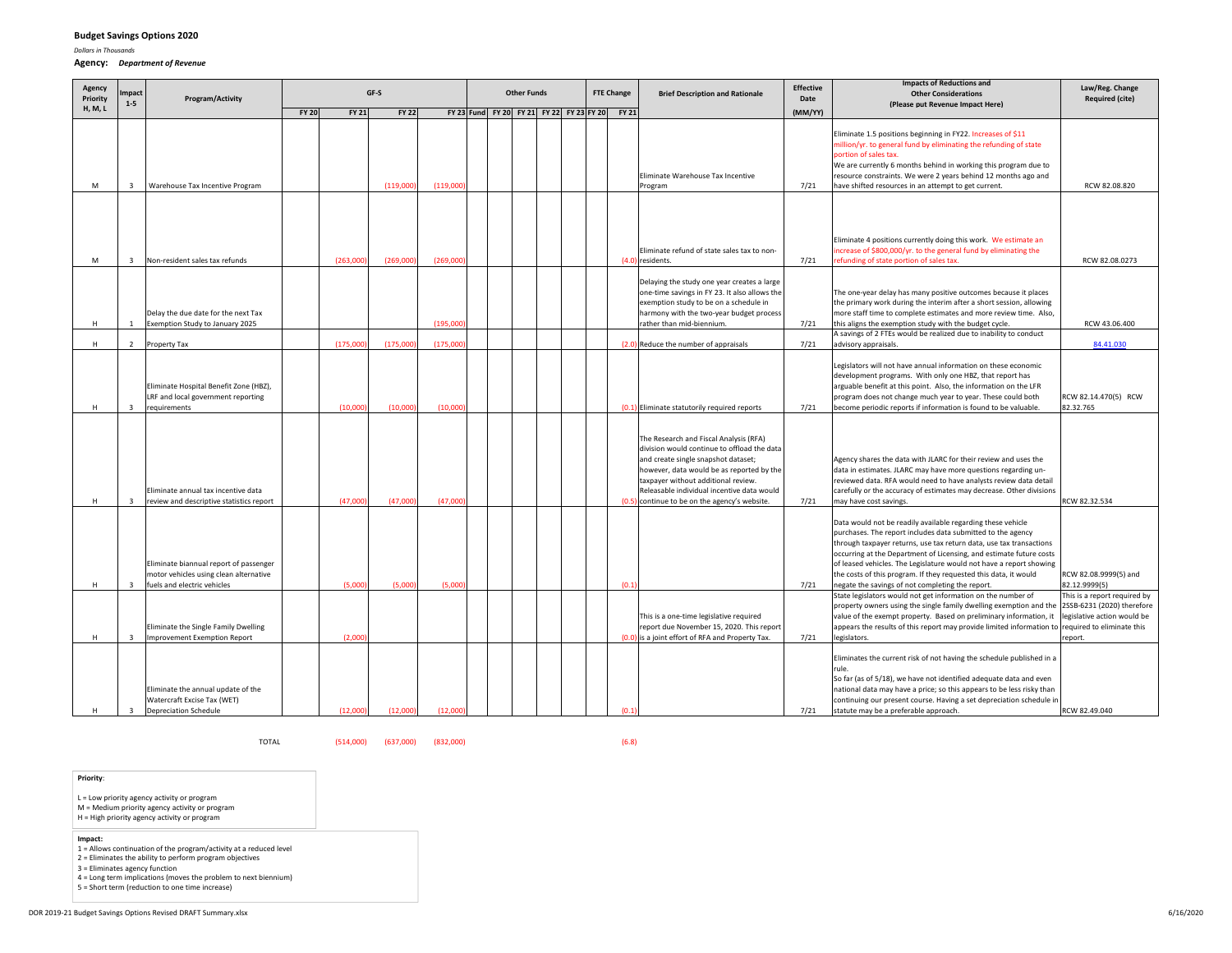**Budget Savings Options 2020**

*Dollars in Thousands*

**Agency:** ***Department of Revenue***

| Agency Priority H, M, L | Impact 1-5 | Program/Activity | GF-S FY 20 | GF-S FY 21 | GF-S FY 22 | GF-S FY 23 | Other Funds Fund | Other Funds FY 20 | Other Funds FY 21 | Other Funds FY 22 | Other Funds FY 23 | FTE Change FY 20 | FTE Change FY 21 | Brief Description and Rationale | Effective Date (MM/YY) | Impacts of Reductions and Other Considerations (Please put Revenue Impact Here) | Law/Reg. Change Required (cite) |
|---|---|---|---|---|---|---|---|---|---|---|---|---|---|---|---|---|---|
| M | 3 | Warehouse Tax Incentive Program | | | (119,000) | (119,000) | | | | | | | | Eliminate Warehouse Tax Incentive Program | 7/21 | Eliminate 1.5 positions beginning in FY22. Increases of $11 million/yr. to general fund by eliminating the refunding of state portion of sales tax. We are currently 6 months behind in working this program due to resource constraints. We were 2 years behind 12 months ago and have shifted resources in an attempt to get current. | RCW 82.08.820 |
| M | 3 | Non-resident sales tax refunds | | (263,000) | (269,000) | (269,000) | | | | | | | (4.0) | Eliminate refund of state sales tax to non-residents. | 7/21 | Eliminate 4 positions currently doing this work. We estimate an increase of $800,000/yr. to the general fund by eliminating the refunding of state portion of sales tax. | RCW 82.08.0273 |
| H | 1 | Delay the due date for the next Tax Exemption Study to January 2025 | | | | (195,000) | | | | | | | | Delaying the study one year creates a large one-time savings in FY 23. It also allows the exemption study to be on a schedule in harmony with the two-year budget process rather than mid-biennium. | 7/21 | The one-year delay has many positive outcomes because it places the primary work during the interim after a short session, allowing more staff time to complete estimates and more review time. Also, this aligns the exemption study with the budget cycle. | RCW 43.06.400 |
| H | 2 | Property Tax | | (175,000) | (175,000) | (175,000) | | | | | | | (2.0) | Reduce the number of appraisals | 7/21 | A savings of 2 FTEs would be realized due to inability to conduct advisory appraisals. | 84.41.030 |
| H | 3 | Eliminate Hospital Benefit Zone (HBZ), LRF and local government reporting requirements | | (10,000) | (10,000) | (10,000) | | | | | | | (0.1) | Eliminate statutorily required reports | 7/21 | Legislators will not have annual information on these economic development programs. With only one HBZ, that report has arguable benefit at this point. Also, the information on the LFR program does not change much year to year. These could both become periodic reports if information is found to be valuable. | RCW 82.14.470(5) RCW 82.32.765 |
| H | 3 | Eliminate annual tax incentive data review and descriptive statistics report | | (47,000) | (47,000) | (47,000) | | | | | | | (0.5) | The Research and Fiscal Analysis (RFA) division would continue to offload the data and create single snapshot dataset; however, data would be as reported by the taxpayer without additional review. Releasable individual incentive data would continue to be on the agency's website. | 7/21 | Agency shares the data with JLARC for their review and uses the data in estimates. JLARC may have more questions regarding un-reviewed data. RFA would need to have analysts review data detail carefully or the accuracy of estimates may decrease. Other divisions may have cost savings. | RCW 82.32.534 |
| H | 3 | Eliminate biannual report of passenger motor vehicles using clean alternative fuels and electric vehicles | | (5,000) | (5,000) | (5,000) | | | | | | | (0.1) | | 7/21 | Data would not be readily available regarding these vehicle purchases. The report includes data submitted to the agency through taxpayer returns, use tax return data, use tax transactions occurring at the Department of Licensing, and estimate future costs of leased vehicles. The Legislature would not have a report showing the costs of this program. If they requested this data, it would negate the savings of not completing the report. | RCW 82.08.9999(5) and 82.12.9999(5) |
| H | 3 | Eliminate the Single Family Dwelling Improvement Exemption Report | | (2,000) | | | | | | | | | (0.0) | This is a one-time legislative required report due November 15, 2020. This report is a joint effort of RFA and Property Tax. | 7/21 | State legislators would not get information on the number of property owners using the single family dwelling exemption and the value of the exempt property. Based on preliminary information, it appears the results of this report may provide limited information to legislators. | This is a report required by 2SSB-6231 (2020) therefore legislative action would be required to eliminate this report. |
| H | 3 | Eliminate the annual update of the Watercraft Excise Tax (WET) Depreciation Schedule | | (12,000) | (12,000) | (12,000) | | | | | | | (0.1) | | 7/21 | Eliminates the current risk of not having the schedule published in a rule. So far (as of 5/18), we have not identified adequate data and even national data may have a price; so this appears to be less risky than continuing our present course. Having a set depreciation schedule in statute may be a preferable approach. | RCW 82.49.040 |
| | | TOTAL | | (514,000) | (637,000) | (832,000) | | | | | | | (6.8) | | | | |

**Priority**:

L = Low priority agency activity or program
M = Medium priority agency activity or program
H = High priority agency activity or program

**Impact:**

1 = Allows continuation of the program/activity at a reduced level
2 = Eliminates the ability to perform program objectives
3 = Eliminates agency function
4 = Long term implications (moves the problem to next biennium)
5 = Short term (reduction to one time increase)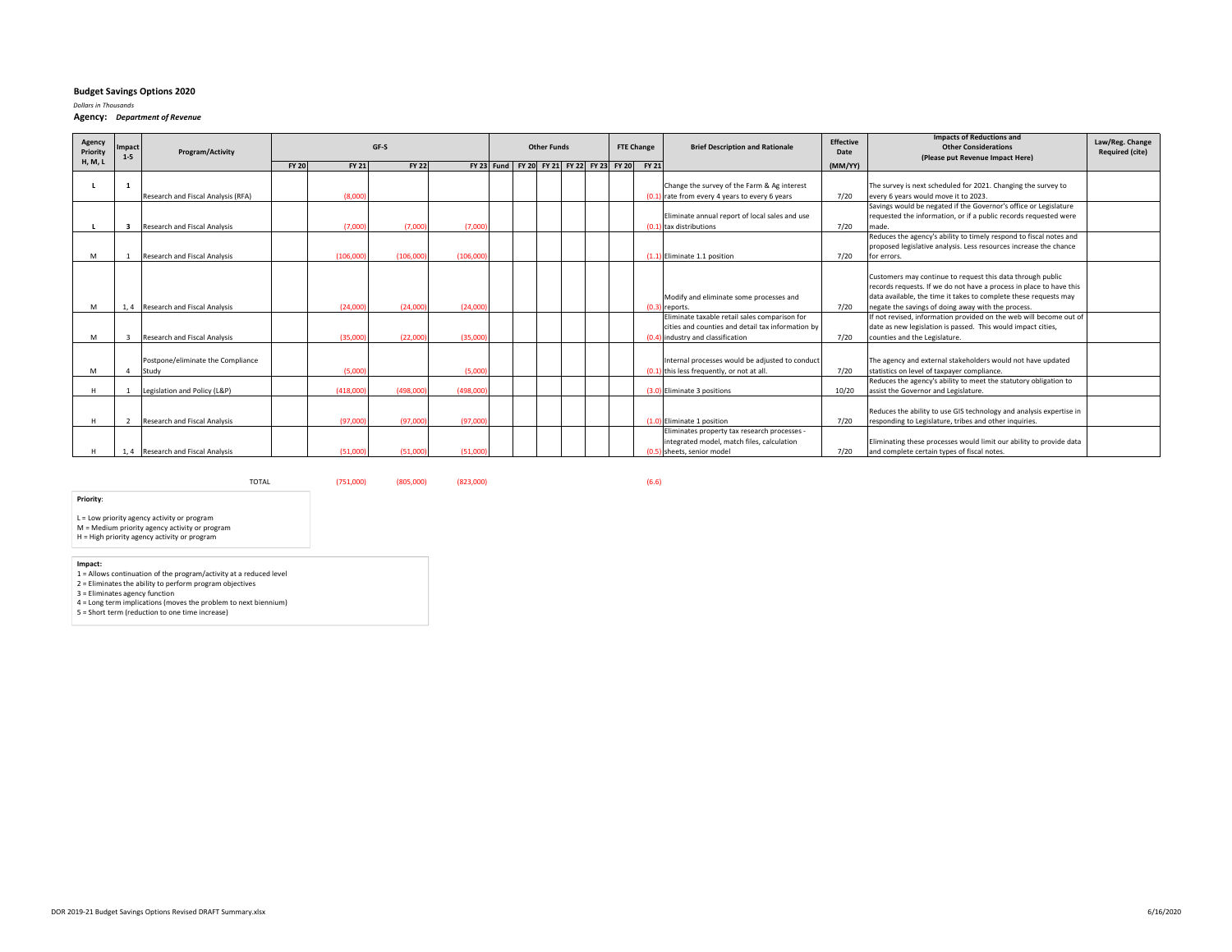**Budget Savings Options 2020**

*Dollars in Thousands*

**Agency:** ***Department of Revenue***

| Agency Priority H, M, L | Impact 1-5 | Program/Activity | GF-S | | | | Other Funds | | | | | FTE Change | | Brief Description and Rationale | Effective Date | Impacts of Reductions and Other Considerations (Please put Revenue Impact Here) | Law/Reg. Change Required (cite) |
|---|---|---|---|---|---|---|---|---|---|---|---|---|---|---|---|---|---|
| | | | FY 20 | FY 21 | FY 22 | FY 23 | Fund | FY 20 | FY 21 | FY 22 | FY 23 | FY 20 | FY 21 | | (MM/YY) | | |
| L | 1 | Research and Fiscal Analysis (RFA) | | (8,000) | | | | | | | | | (0.1) | Change the survey of the Farm & Ag interest rate from every 4 years to every 6 years | 7/20 | The survey is next scheduled for 2021. Changing the survey to every 6 years would move it to 2023. | |
| L | 3 | Research and Fiscal Analysis | | (7,000) | (7,000) | (7,000) | | | | | | | (0.1) | Eliminate annual report of local sales and use tax distributions | 7/20 | Savings would be negated if the Governor's office or Legislature requested the information, or if a public records requested were made. | |
| M | 1 | Research and Fiscal Analysis | | (106,000) | (106,000) | (106,000) | | | | | | | (1.1) | Eliminate 1.1 position | 7/20 | Reduces the agency's ability to timely respond to fiscal notes and proposed legislative analysis. Less resources increase the chance for errors. | |
| M | 1, 4 | Research and Fiscal Analysis | | (24,000) | (24,000) | (24,000) | | | | | | | (0.3) | Modify and eliminate some processes and reports. | 7/20 | Customers may continue to request this data through public records requests. If we do not have a process in place to have this data available, the time it takes to complete these requests may negate the savings of doing away with the process. | |
| M | 3 | Research and Fiscal Analysis | | (35,000) | (22,000) | (35,000) | | | | | | | (0.4) | Eliminate taxable retail sales comparison for cities and counties and detail tax information by industry and classification | 7/20 | If not revised, information provided on the web will become out of date as new legislation is passed. This would impact cities, counties and the Legislature. | |
| M | 4 | Postpone/eliminate the Compliance Study | | (5,000) | | (5,000) | | | | | | | (0.1) | Internal processes would be adjusted to conduct this less frequently, or not at all. | 7/20 | The agency and external stakeholders would not have updated statistics on level of taxpayer compliance. | |
| H | 1 | Legislation and Policy (L&P) | | (418,000) | (498,000) | (498,000) | | | | | | | (3.0) | Eliminate 3 positions | 10/20 | Reduces the agency's ability to meet the statutory obligation to assist the Governor and Legislature. | |
| H | 2 | Research and Fiscal Analysis | | (97,000) | (97,000) | (97,000) | | | | | | | (1.0) | Eliminate 1 position | 7/20 | Reduces the ability to use GIS technology and analysis expertise in responding to Legislature, tribes and other inquiries. | |
| H | 1, 4 | Research and Fiscal Analysis | | (51,000) | (51,000) | (51,000) | | | | | | | (0.5) | Eliminates property tax research processes - integrated model, match files, calculation sheets, senior model | 7/20 | Eliminating these processes would limit our ability to provide data and complete certain types of fiscal notes. | |
| | | TOTAL | | (751,000) | (805,000) | (823,000) | | | | | | | (6.6) | | | | |

**Priority**:

L = Low priority agency activity or program
M = Medium priority agency activity or program
H = High priority agency activity or program

**Impact:**

1 = Allows continuation of the program/activity at a reduced level
2 = Eliminates the ability to perform program objectives
3 = Eliminates agency function
4 = Long term implications (moves the problem to next biennium)
5 = Short term (reduction to one time increase)

DOR 2019-21 Budget Savings Options Revised DRAFT Summary.xlsx

6/16/2020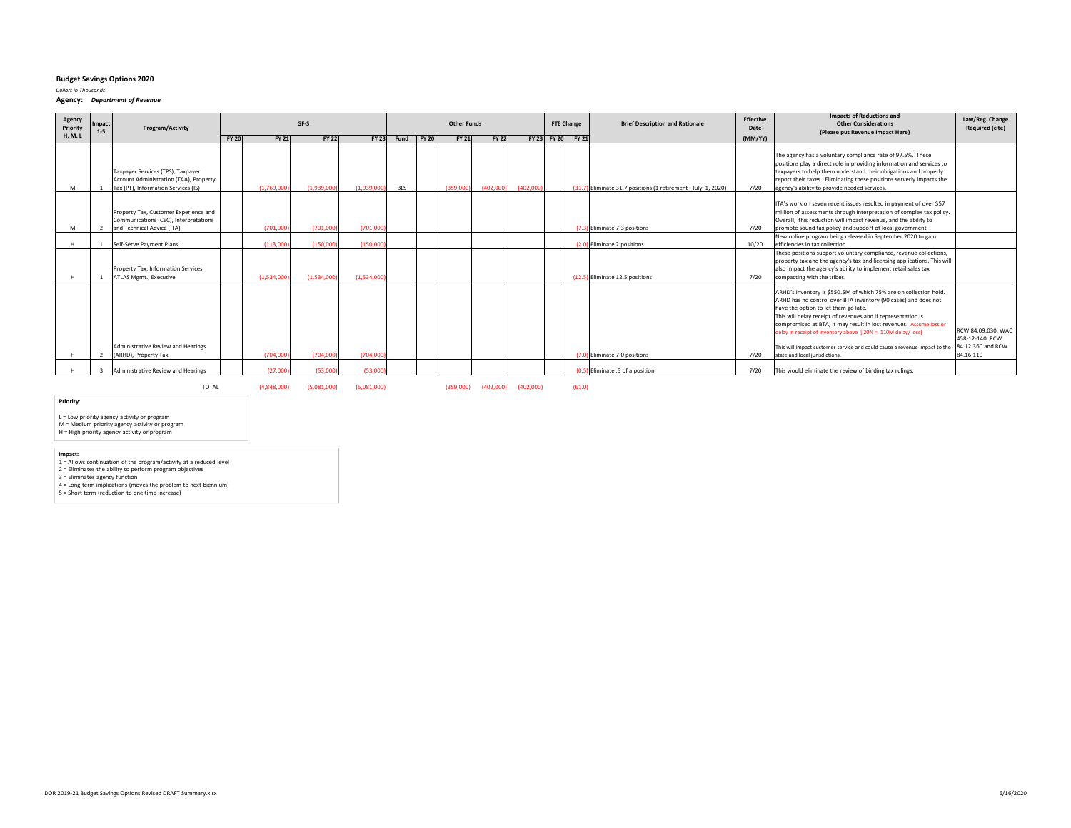**Budget Savings Options 2020**

*Dollars in Thousands*

**Agency:** ***Department of Revenue***

| Agency Priority H, M, L | Impact 1-5 | Program/Activity | GF-S | | | | Other Funds | | | | | FTE Change | | Brief Description and Rationale | Effective Date | Impacts of Reductions and Other Considerations (Please put Revenue Impact Here) | Law/Reg. Change Required (cite) |
|---|---|---|---|---|---|---|---|---|---|---|---|---|---|---|---|---|---|
| | | | FY 20 | FY 21 | FY 22 | FY 23 | Fund | FY 20 | FY 21 | FY 22 | FY 23 | FY 20 | FY 21 | | (MM/YY) | | |
| M | 1 | Taxpayer Services (TPS), Taxpayer Account Administration (TAA), Property Tax (PT), Information Services (IS) | | (1,769,000) | (1,939,000) | (1,939,000) | BLS | | (359,000) | (402,000) | (402,000) | | (31.7) | Eliminate 31.7 positions (1 retirement - July 1, 2020) | 7/20 | The agency has a voluntary compliance rate of 97.5%. These positions play a direct role in providing information and services to taxpayers to help them understand their obligations and properly report their taxes. Eliminating these positions serverly impacts the agency's ability to provide needed services. | |
| M | 2 | Property Tax, Customer Experience and Communications (CEC), Interpretations and Technical Advice (ITA) | | (701,000) | (701,000) | (701,000) | | | | | | | (7.3) | Eliminate 7.3 positions | 7/20 | ITA's work on seven recent issues resulted in payment of over $57 million of assessments through interpretation of complex tax policy. Overall, this reduction will impact revenue, and the ability to promote sound tax policy and support of local government. | |
| H | 1 | Self-Serve Payment Plans | | (113,000) | (150,000) | (150,000) | | | | | | | (2.0) | Eliminate 2 positions | 10/20 | New online program being released in September 2020 to gain efficiencies in tax collection. | |
| H | 1 | Property Tax, Information Services, ATLAS Mgmt., Executive | | (1,534,000) | (1,534,000) | (1,534,000) | | | | | | | (12.5) | Eliminate 12.5 positions | 7/20 | These positions support voluntary compliance, revenue collections, property tax and the agency's tax and licensing applications. This will also impact the agency's ability to implement retail sales tax compacting with the tribes. | |
| H | 2 | Administrative Review and Hearings (ARHD), Property Tax | | (704,000) | (704,000) | (704,000) | | | | | | | (7.0) | Eliminate 7.0 positions | 7/20 | ARHD's inventory is $550.5M of which 75% are on collection hold. ARHD has no control over BTA inventory (90 cases) and does not have the option to let them go late. This will delay receipt of revenues and if representation is compromised at BTA, it may result in lost revenues. Assume loss or delay in receipt of inventory above [ 20% = 110M delay/ loss] This will impact customer service and could cause a revenue impact to the state and local jurisdictions. | RCW 84.09.030, WAC 458-12-140, RCW 84.12.360 and RCW 84.16.110 |
| H | 3 | Administrative Review and Hearings | | (27,000) | (53,000) | (53,000) | | | | | | | (0.5) | Eliminate .5 of a position | 7/20 | This would eliminate the review of binding tax rulings. | |
| | | TOTAL | | (4,848,000) | (5,081,000) | (5,081,000) | | | (359,000) | (402,000) | (402,000) | | (61.0) | | | | |

**Priority**:

L = Low priority agency activity or program
M = Medium priority agency activity or program
H = High priority agency activity or program

**Impact:**

1 = Allows continuation of the program/activity at a reduced level
2 = Eliminates the ability to perform program objectives
3 = Eliminates agency function
4 = Long term implications (moves the problem to next biennium)
5 = Short term (reduction to one time increase)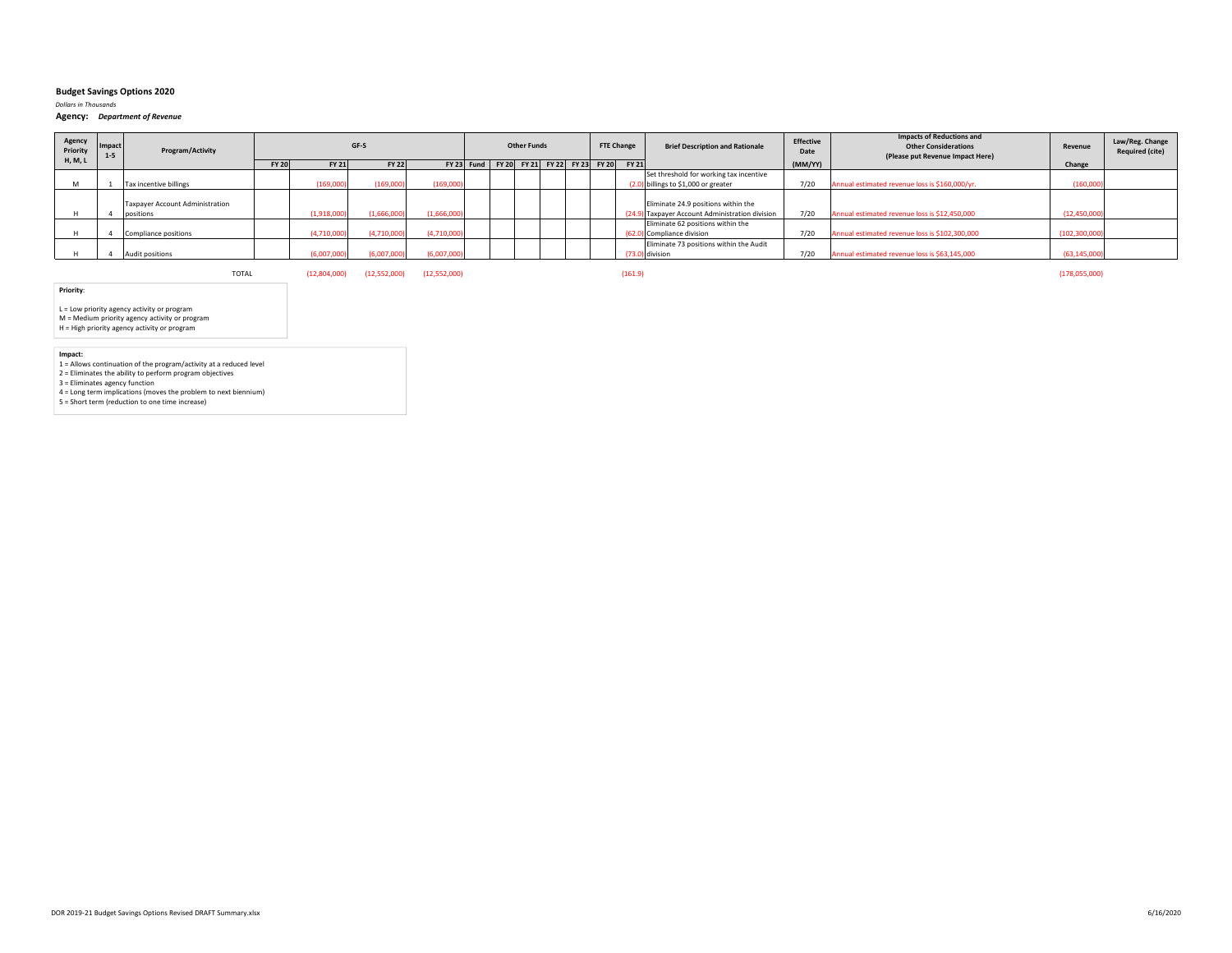**Budget Savings Options 2020**

*Dollars in Thousands*

**Agency:** ***Department of Revenue***

| Agency Priority H, M, L | Impact 1-5 | Program/Activity | GF-S | | | | Other Funds | | | | | FTE Change | | Brief Description and Rationale | Effective Date | Impacts of Reductions and Other Considerations (Please put Revenue Impact Here) | Revenue | Law/Reg. Change Required (cite) |
|---|---|---|---|---|---|---|---|---|---|---|---|---|---|---|---|---|---|---|
| | | | FY 20 | FY 21 | FY 22 | FY 23 | Fund | FY 20 | FY 21 | FY 22 | FY 23 | FY 20 | FY 21 | | (MM/YY) | | Change | |
| M | 1 | Tax incentive billings | | (169,000) | (169,000) | (169,000) | | | | | | | (2.0) | Set threshold for working tax incentive billings to $1,000 or greater | 7/20 | Annual estimated revenue loss is $160,000/yr. | (160,000) | |
| H | 4 | Taxpayer Account Administration positions | | (1,918,000) | (1,666,000) | (1,666,000) | | | | | | | (24.9) | Eliminate 24.9 positions within the Taxpayer Account Administration division | 7/20 | Annual estimated revenue loss is $12,450,000 | (12,450,000) | |
| H | 4 | Compliance positions | | (4,710,000) | (4,710,000) | (4,710,000) | | | | | | | (62.0) | Eliminate 62 positions within the Compliance division | 7/20 | Annual estimated revenue loss is $102,300,000 | (102,300,000) | |
| H | 4 | Audit positions | | (6,007,000) | (6,007,000) | (6,007,000) | | | | | | | (73.0) | Eliminate 73 positions within the Audit division | 7/20 | Annual estimated revenue loss is $63,145,000 | (63,145,000) | |
| | | TOTAL | | (12,804,000) | (12,552,000) | (12,552,000) | | | | | | | (161.9) | | | | (178,055,000) | |

**Priority**:

L = Low priority agency activity or program
M = Medium priority agency activity or program
H = High priority agency activity or program

**Impact:**

1 = Allows continuation of the program/activity at a reduced level
2 = Eliminates the ability to perform program objectives
3 = Eliminates agency function
4 = Long term implications (moves the problem to next biennium)
5 = Short term (reduction to one time increase)

DOR 2019-21 Budget Savings Options Revised DRAFT Summary.xlsx

6/16/2020